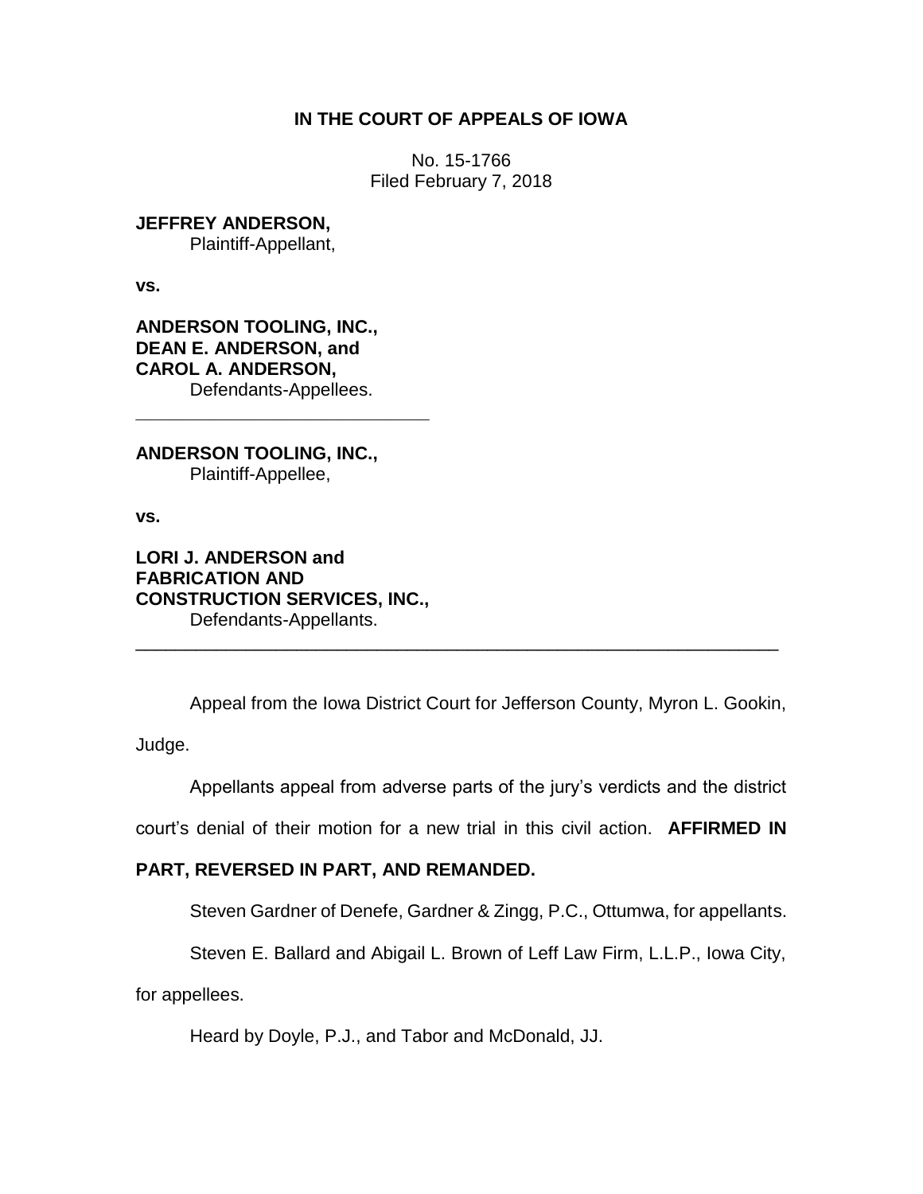**IN THE COURT OF APPEALS OF IOWA**

No. 15-1766
Filed February 7, 2018

**JEFFREY ANDERSON,**
Plaintiff-Appellant,

**vs.**

**ANDERSON TOOLING, INC., DEAN E. ANDERSON, and CAROL A. ANDERSON,**
Defendants-Appellees.

---

**ANDERSON TOOLING, INC.,**
Plaintiff-Appellee,

**vs.**

**LORI J. ANDERSON and FABRICATION AND CONSTRUCTION SERVICES, INC.,**
Defendants-Appellants.

---

Appeal from the Iowa District Court for Jefferson County, Myron L. Gookin, Judge.

Appellants appeal from adverse parts of the jury's verdicts and the district court's denial of their motion for a new trial in this civil action. **AFFIRMED IN PART, REVERSED IN PART, AND REMANDED.**

Steven Gardner of Denefe, Gardner & Zingg, P.C., Ottumwa, for appellants.

Steven E. Ballard and Abigail L. Brown of Leff Law Firm, L.L.P., Iowa City, for appellees.

Heard by Doyle, P.J., and Tabor and McDonald, JJ.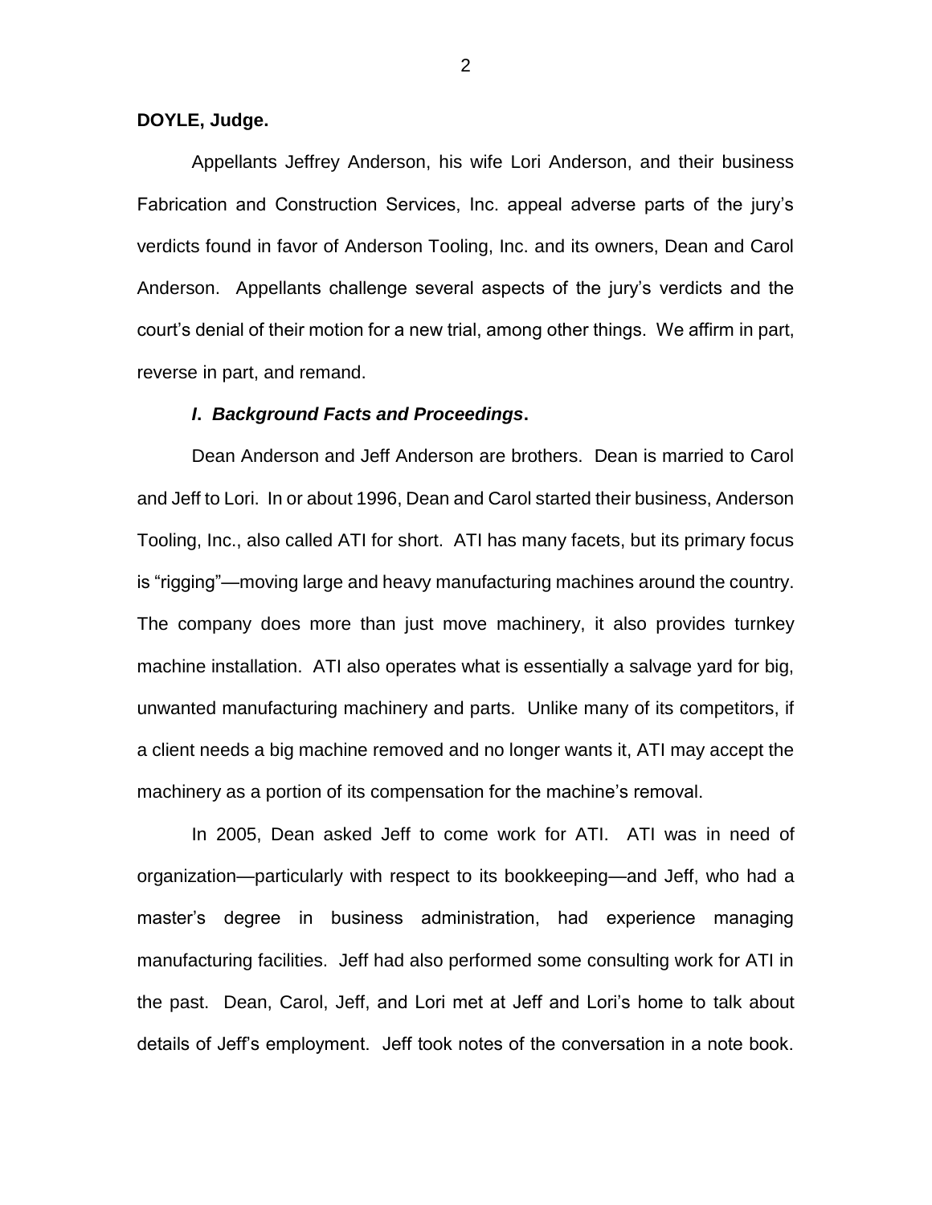**DOYLE, Judge.**

Appellants Jeffrey Anderson, his wife Lori Anderson, and their business Fabrication and Construction Services, Inc. appeal adverse parts of the jury's verdicts found in favor of Anderson Tooling, Inc. and its owners, Dean and Carol Anderson. Appellants challenge several aspects of the jury's verdicts and the court's denial of their motion for a new trial, among other things. We affirm in part, reverse in part, and remand.

### *I. Background Facts and Proceedings***.**

Dean Anderson and Jeff Anderson are brothers. Dean is married to Carol and Jeff to Lori. In or about 1996, Dean and Carol started their business, Anderson Tooling, Inc., also called ATI for short. ATI has many facets, but its primary focus is "rigging"—moving large and heavy manufacturing machines around the country. The company does more than just move machinery, it also provides turnkey machine installation. ATI also operates what is essentially a salvage yard for big, unwanted manufacturing machinery and parts. Unlike many of its competitors, if a client needs a big machine removed and no longer wants it, ATI may accept the machinery as a portion of its compensation for the machine's removal.

In 2005, Dean asked Jeff to come work for ATI. ATI was in need of organization—particularly with respect to its bookkeeping—and Jeff, who had a master's degree in business administration, had experience managing manufacturing facilities. Jeff had also performed some consulting work for ATI in the past. Dean, Carol, Jeff, and Lori met at Jeff and Lori's home to talk about details of Jeff's employment. Jeff took notes of the conversation in a note book.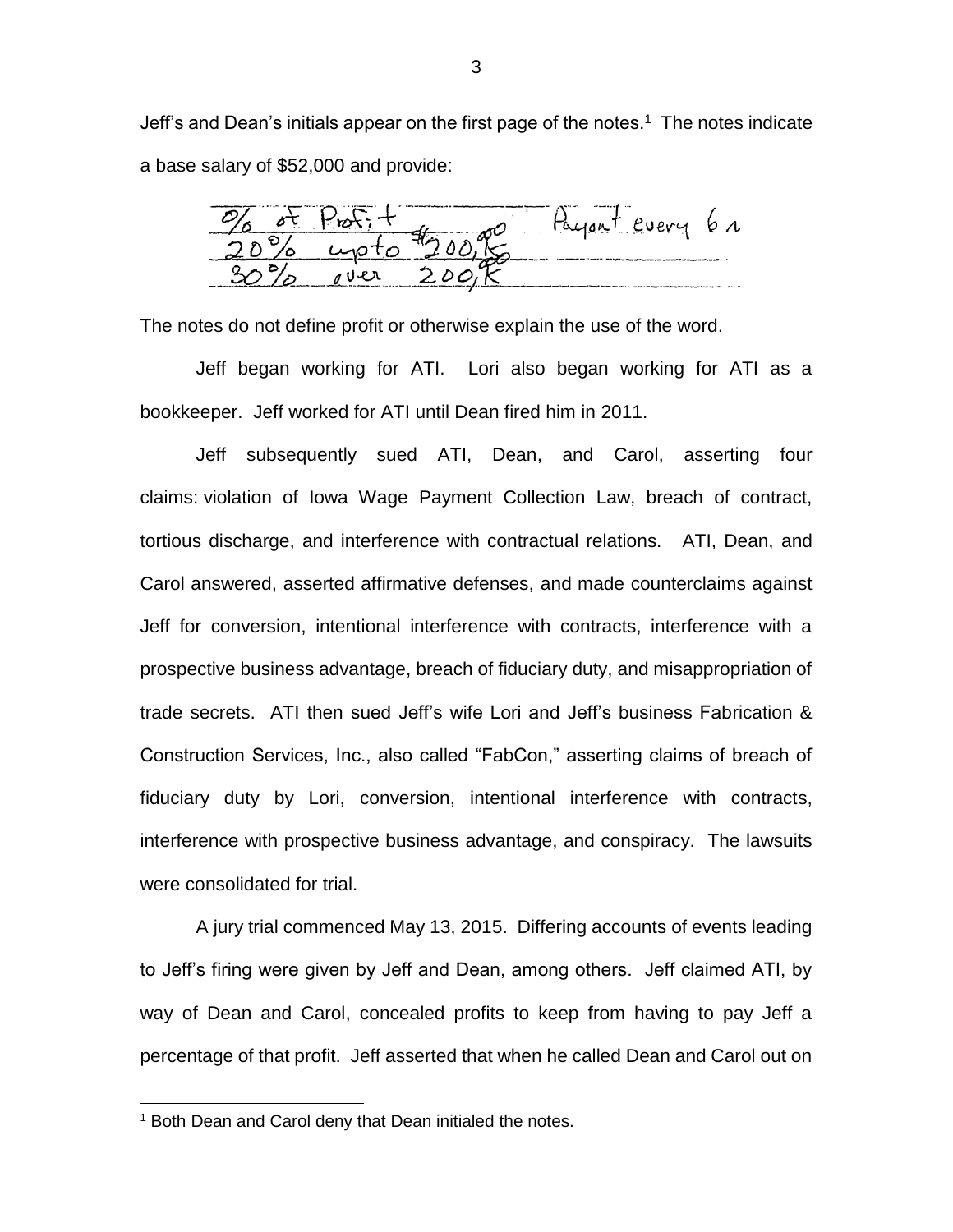Jeff's and Dean's initials appear on the first page of the notes.[1] The notes indicate a base salary of $52,000 and provide:

| % of Profit | | Payout every 6 m |
|---|---|---|
| 20% | upto $200,000 | |
| 30% | over 200,K | |

The notes do not define profit or otherwise explain the use of the word.

Jeff began working for ATI. Lori also began working for ATI as a bookkeeper. Jeff worked for ATI until Dean fired him in 2011.

Jeff subsequently sued ATI, Dean, and Carol, asserting four claims: violation of Iowa Wage Payment Collection Law, breach of contract, tortious discharge, and interference with contractual relations. ATI, Dean, and Carol answered, asserted affirmative defenses, and made counterclaims against Jeff for conversion, intentional interference with contracts, interference with a prospective business advantage, breach of fiduciary duty, and misappropriation of trade secrets. ATI then sued Jeff's wife Lori and Jeff's business Fabrication & Construction Services, Inc., also called "FabCon," asserting claims of breach of fiduciary duty by Lori, conversion, intentional interference with contracts, interference with prospective business advantage, and conspiracy. The lawsuits were consolidated for trial.

A jury trial commenced May 13, 2015. Differing accounts of events leading to Jeff's firing were given by Jeff and Dean, among others. Jeff claimed ATI, by way of Dean and Carol, concealed profits to keep from having to pay Jeff a percentage of that profit. Jeff asserted that when he called Dean and Carol out on

[1] Both Dean and Carol deny that Dean initialed the notes.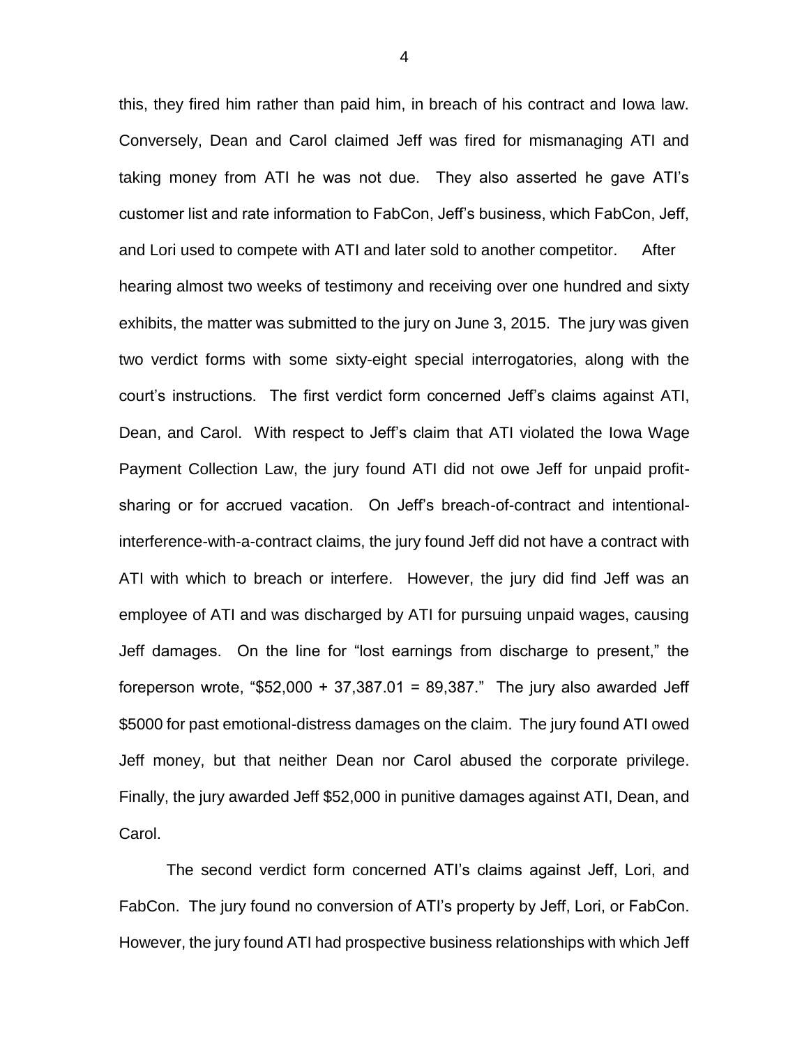this, they fired him rather than paid him, in breach of his contract and Iowa law. Conversely, Dean and Carol claimed Jeff was fired for mismanaging ATI and taking money from ATI he was not due. They also asserted he gave ATI's customer list and rate information to FabCon, Jeff's business, which FabCon, Jeff, and Lori used to compete with ATI and later sold to another competitor. After hearing almost two weeks of testimony and receiving over one hundred and sixty exhibits, the matter was submitted to the jury on June 3, 2015. The jury was given two verdict forms with some sixty-eight special interrogatories, along with the court's instructions. The first verdict form concerned Jeff's claims against ATI, Dean, and Carol. With respect to Jeff's claim that ATI violated the Iowa Wage Payment Collection Law, the jury found ATI did not owe Jeff for unpaid profit-sharing or for accrued vacation. On Jeff's breach-of-contract and intentional-interference-with-a-contract claims, the jury found Jeff did not have a contract with ATI with which to breach or interfere. However, the jury did find Jeff was an employee of ATI and was discharged by ATI for pursuing unpaid wages, causing Jeff damages. On the line for "lost earnings from discharge to present," the foreperson wrote, "$52,000 + 37,387.01 = 89,387." The jury also awarded Jeff $5000 for past emotional-distress damages on the claim. The jury found ATI owed Jeff money, but that neither Dean nor Carol abused the corporate privilege. Finally, the jury awarded Jeff $52,000 in punitive damages against ATI, Dean, and Carol.

The second verdict form concerned ATI's claims against Jeff, Lori, and FabCon. The jury found no conversion of ATI's property by Jeff, Lori, or FabCon. However, the jury found ATI had prospective business relationships with which Jeff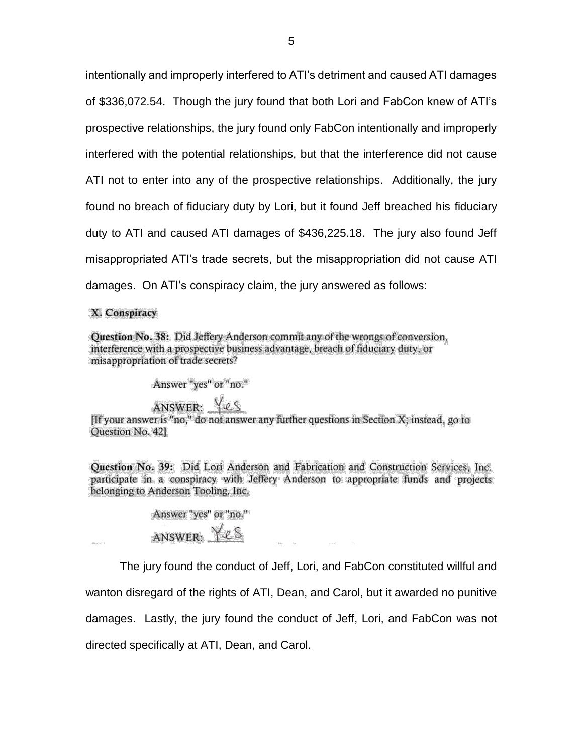intentionally and improperly interfered to ATI's detriment and caused ATI damages of $336,072.54. Though the jury found that both Lori and FabCon knew of ATI's prospective relationships, the jury found only FabCon intentionally and improperly interfered with the potential relationships, but that the interference did not cause ATI not to enter into any of the prospective relationships. Additionally, the jury found no breach of fiduciary duty by Lori, but it found Jeff breached his fiduciary duty to ATI and caused ATI damages of $436,225.18. The jury also found Jeff misappropriated ATI's trade secrets, but the misappropriation did not cause ATI damages. On ATI's conspiracy claim, the jury answered as follows:

> **X. Conspiracy**
>
> **Question No. 38:** Did Jeffery Anderson commit any of the wrongs of conversion, interference with a prospective business advantage, breach of fiduciary duty, or misappropriation of trade secrets?
>
> Answer "yes" or "no."
>
> ANSWER: Yes
>
> [If your answer is "no," do not answer any further questions in Section X; instead, go to Question No. 42]
>
> **Question No. 39:** Did Lori Anderson and Fabrication and Construction Services, Inc. participate in a conspiracy with Jeffery Anderson to appropriate funds and projects belonging to Anderson Tooling, Inc.
>
> Answer "yes" or "no."
>
> ANSWER: Yes

The jury found the conduct of Jeff, Lori, and FabCon constituted willful and wanton disregard of the rights of ATI, Dean, and Carol, but it awarded no punitive damages. Lastly, the jury found the conduct of Jeff, Lori, and FabCon was not directed specifically at ATI, Dean, and Carol.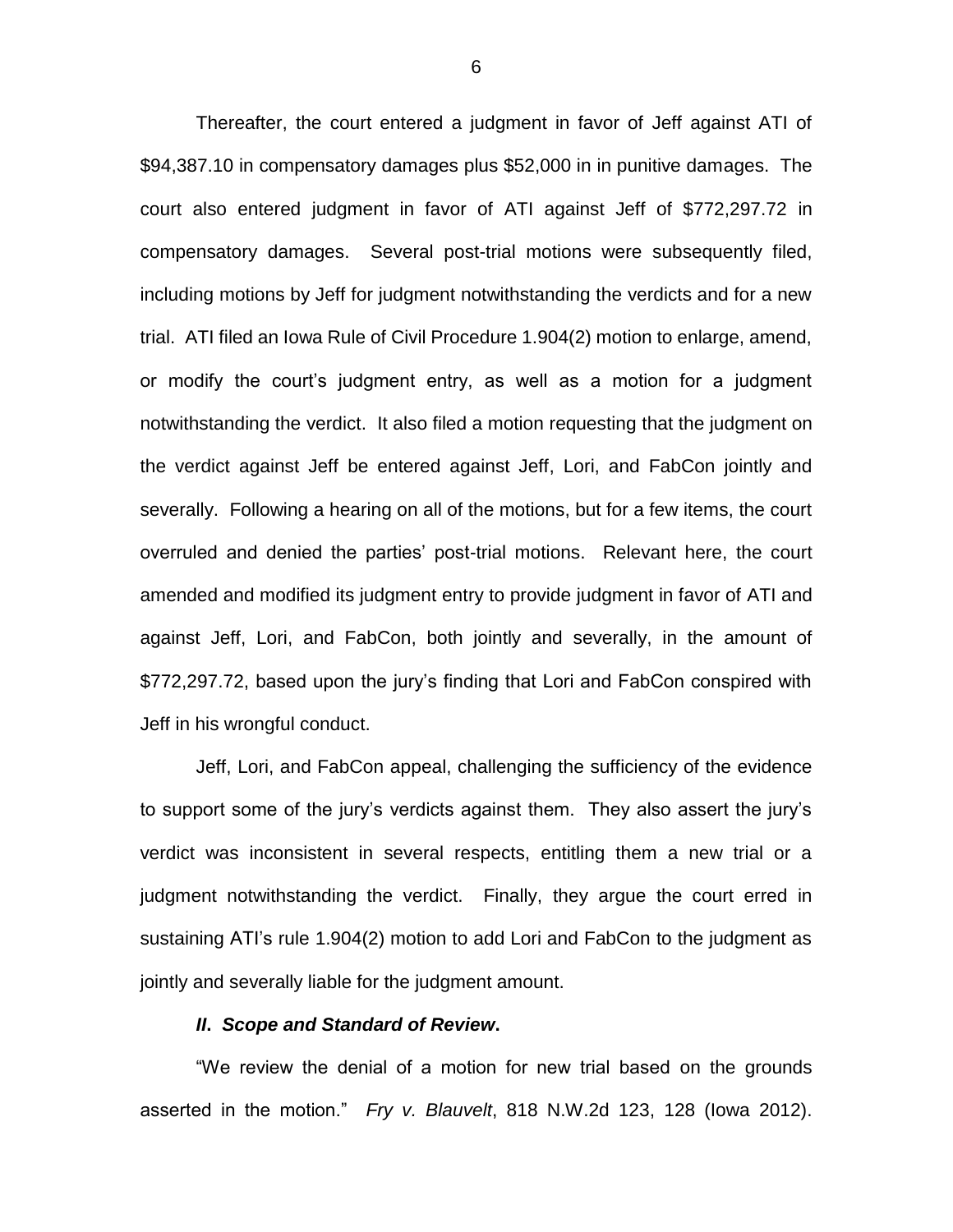Thereafter, the court entered a judgment in favor of Jeff against ATI of $94,387.10 in compensatory damages plus $52,000 in in punitive damages. The court also entered judgment in favor of ATI against Jeff of $772,297.72 in compensatory damages. Several post-trial motions were subsequently filed, including motions by Jeff for judgment notwithstanding the verdicts and for a new trial. ATI filed an Iowa Rule of Civil Procedure 1.904(2) motion to enlarge, amend, or modify the court's judgment entry, as well as a motion for a judgment notwithstanding the verdict. It also filed a motion requesting that the judgment on the verdict against Jeff be entered against Jeff, Lori, and FabCon jointly and severally. Following a hearing on all of the motions, but for a few items, the court overruled and denied the parties' post-trial motions. Relevant here, the court amended and modified its judgment entry to provide judgment in favor of ATI and against Jeff, Lori, and FabCon, both jointly and severally, in the amount of $772,297.72, based upon the jury's finding that Lori and FabCon conspired with Jeff in his wrongful conduct.

Jeff, Lori, and FabCon appeal, challenging the sufficiency of the evidence to support some of the jury's verdicts against them. They also assert the jury's verdict was inconsistent in several respects, entitling them a new trial or a judgment notwithstanding the verdict. Finally, they argue the court erred in sustaining ATI's rule 1.904(2) motion to add Lori and FabCon to the judgment as jointly and severally liable for the judgment amount.

### *II. Scope and Standard of Review.*

"We review the denial of a motion for new trial based on the grounds asserted in the motion." *Fry v. Blauvelt*, 818 N.W.2d 123, 128 (Iowa 2012).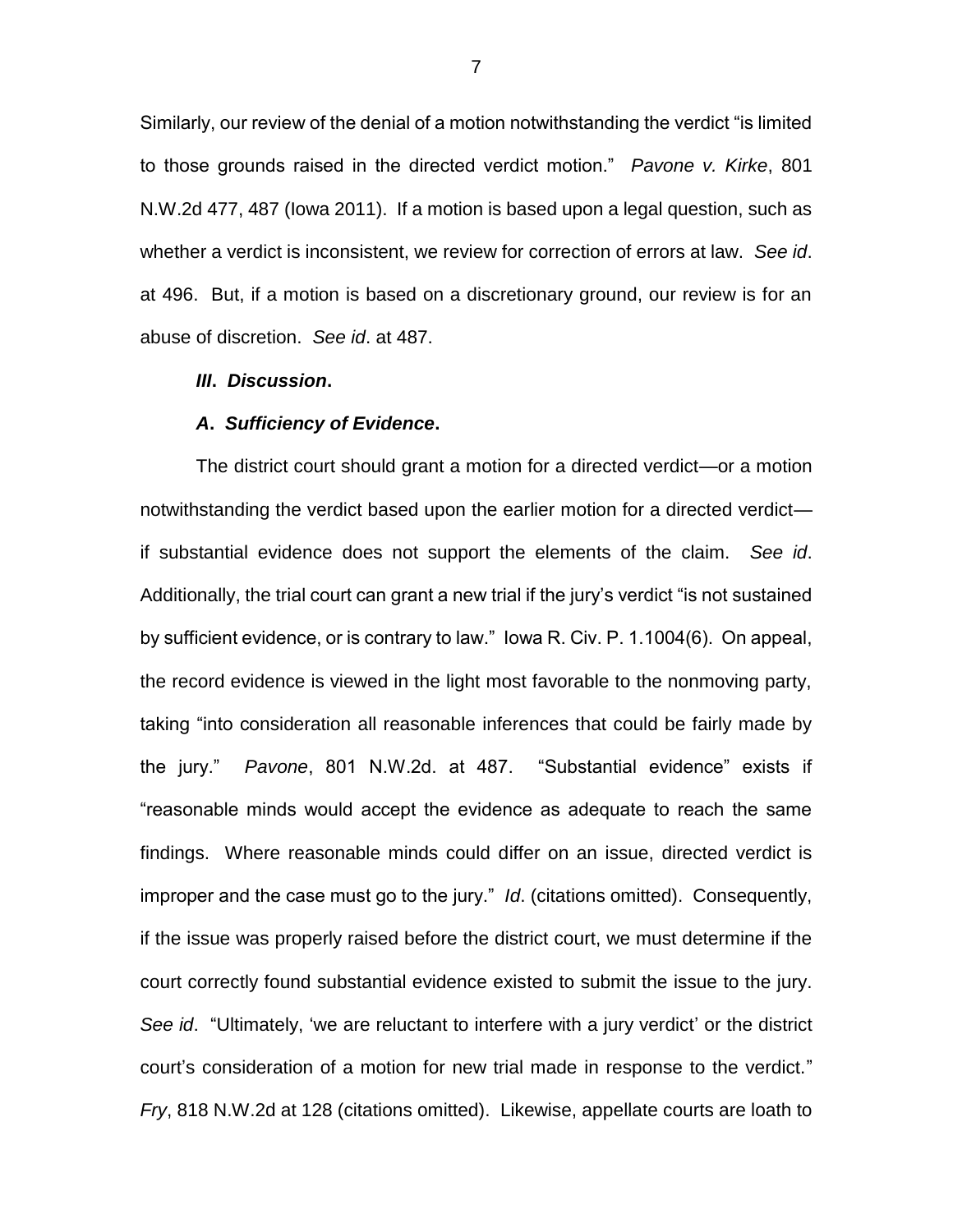Similarly, our review of the denial of a motion notwithstanding the verdict "is limited to those grounds raised in the directed verdict motion." *Pavone v. Kirke*, 801 N.W.2d 477, 487 (Iowa 2011). If a motion is based upon a legal question, such as whether a verdict is inconsistent, we review for correction of errors at law. *See id*. at 496. But, if a motion is based on a discretionary ground, our review is for an abuse of discretion. *See id*. at 487.

***III. Discussion.***

***A. Sufficiency of Evidence.***

The district court should grant a motion for a directed verdict—or a motion notwithstanding the verdict based upon the earlier motion for a directed verdict—if substantial evidence does not support the elements of the claim. *See id*. Additionally, the trial court can grant a new trial if the jury's verdict "is not sustained by sufficient evidence, or is contrary to law." Iowa R. Civ. P. 1.1004(6). On appeal, the record evidence is viewed in the light most favorable to the nonmoving party, taking "into consideration all reasonable inferences that could be fairly made by the jury." *Pavone*, 801 N.W.2d. at 487. "Substantial evidence" exists if "reasonable minds would accept the evidence as adequate to reach the same findings. Where reasonable minds could differ on an issue, directed verdict is improper and the case must go to the jury." *Id*. (citations omitted). Consequently, if the issue was properly raised before the district court, we must determine if the court correctly found substantial evidence existed to submit the issue to the jury. *See id*. "Ultimately, 'we are reluctant to interfere with a jury verdict' or the district court's consideration of a motion for new trial made in response to the verdict." *Fry*, 818 N.W.2d at 128 (citations omitted). Likewise, appellate courts are loath to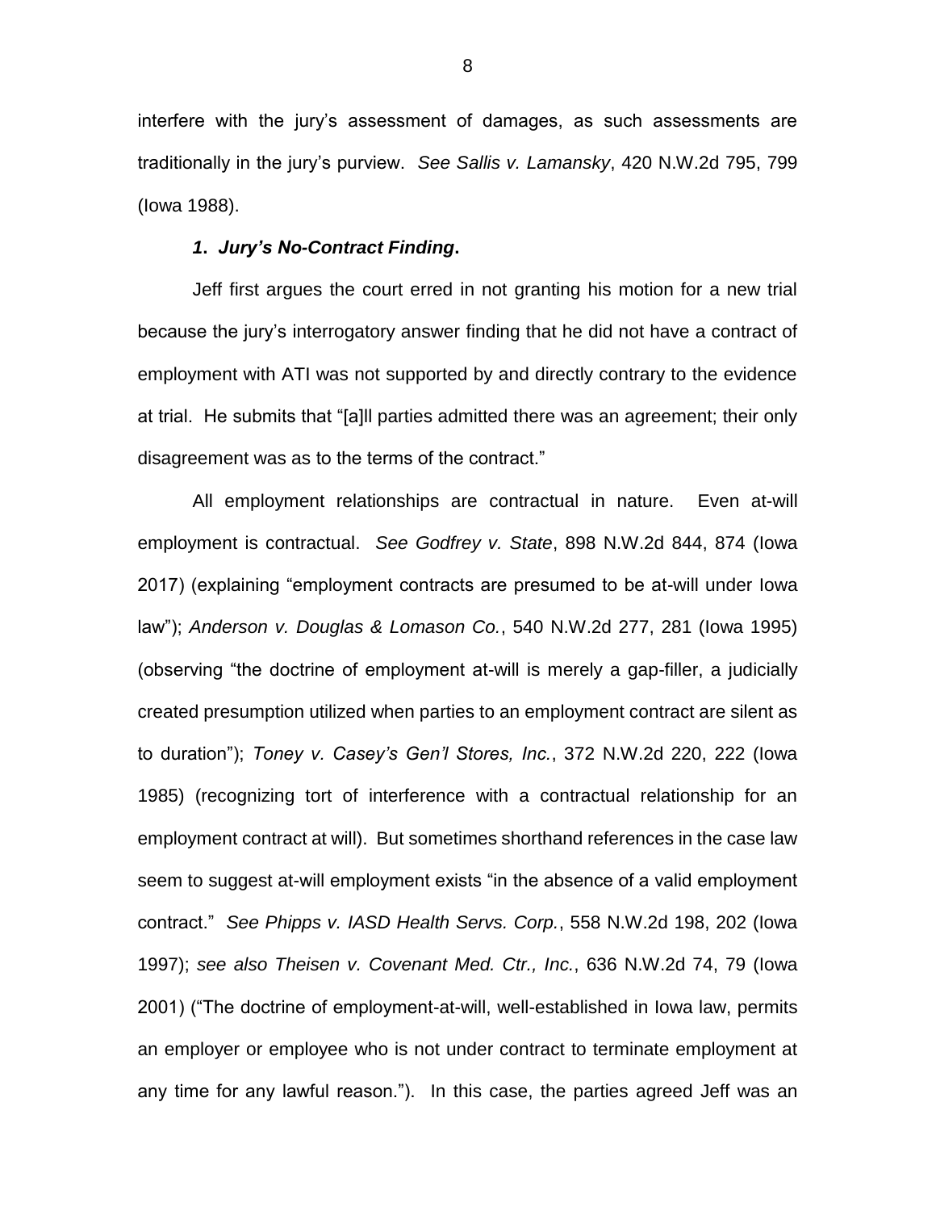interfere with the jury's assessment of damages, as such assessments are traditionally in the jury's purview. *See Sallis v. Lamansky*, 420 N.W.2d 795, 799 (Iowa 1988).

***1. Jury's No-Contract Finding*.**

Jeff first argues the court erred in not granting his motion for a new trial because the jury's interrogatory answer finding that he did not have a contract of employment with ATI was not supported by and directly contrary to the evidence at trial. He submits that "[a]ll parties admitted there was an agreement; their only disagreement was as to the terms of the contract."

All employment relationships are contractual in nature. Even at-will employment is contractual. *See Godfrey v. State*, 898 N.W.2d 844, 874 (Iowa 2017) (explaining "employment contracts are presumed to be at-will under Iowa law"); *Anderson v. Douglas & Lomason Co.*, 540 N.W.2d 277, 281 (Iowa 1995) (observing "the doctrine of employment at-will is merely a gap-filler, a judicially created presumption utilized when parties to an employment contract are silent as to duration"); *Toney v. Casey's Gen'l Stores, Inc.*, 372 N.W.2d 220, 222 (Iowa 1985) (recognizing tort of interference with a contractual relationship for an employment contract at will). But sometimes shorthand references in the case law seem to suggest at-will employment exists "in the absence of a valid employment contract." *See Phipps v. IASD Health Servs. Corp.*, 558 N.W.2d 198, 202 (Iowa 1997); *see also Theisen v. Covenant Med. Ctr., Inc.*, 636 N.W.2d 74, 79 (Iowa 2001) ("The doctrine of employment-at-will, well-established in Iowa law, permits an employer or employee who is not under contract to terminate employment at any time for any lawful reason."). In this case, the parties agreed Jeff was an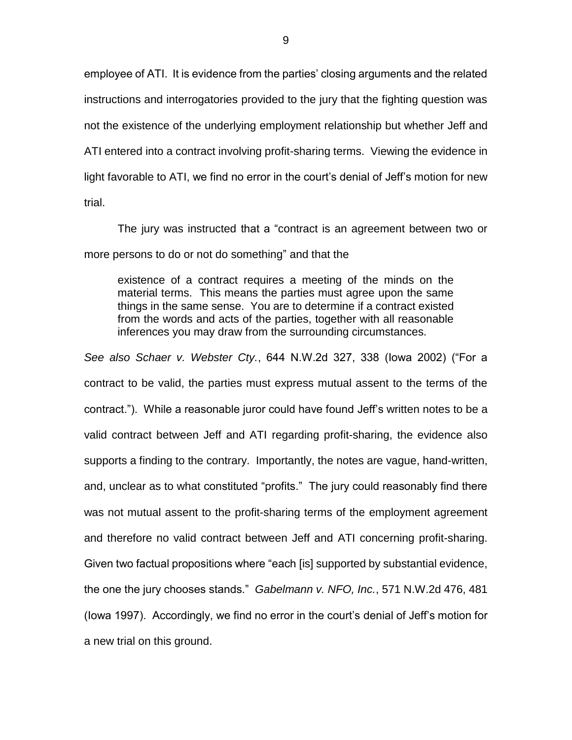employee of ATI. It is evidence from the parties' closing arguments and the related instructions and interrogatories provided to the jury that the fighting question was not the existence of the underlying employment relationship but whether Jeff and ATI entered into a contract involving profit-sharing terms. Viewing the evidence in light favorable to ATI, we find no error in the court's denial of Jeff's motion for new trial.

The jury was instructed that a "contract is an agreement between two or more persons to do or not do something" and that the

> existence of a contract requires a meeting of the minds on the material terms. This means the parties must agree upon the same things in the same sense. You are to determine if a contract existed from the words and acts of the parties, together with all reasonable inferences you may draw from the surrounding circumstances.

*See also Schaer v. Webster Cty.*, 644 N.W.2d 327, 338 (Iowa 2002) ("For a contract to be valid, the parties must express mutual assent to the terms of the contract."). While a reasonable juror could have found Jeff's written notes to be a valid contract between Jeff and ATI regarding profit-sharing, the evidence also supports a finding to the contrary. Importantly, the notes are vague, hand-written, and, unclear as to what constituted "profits." The jury could reasonably find there was not mutual assent to the profit-sharing terms of the employment agreement and therefore no valid contract between Jeff and ATI concerning profit-sharing. Given two factual propositions where "each [is] supported by substantial evidence, the one the jury chooses stands." *Gabelmann v. NFO, Inc.*, 571 N.W.2d 476, 481 (Iowa 1997). Accordingly, we find no error in the court's denial of Jeff's motion for a new trial on this ground.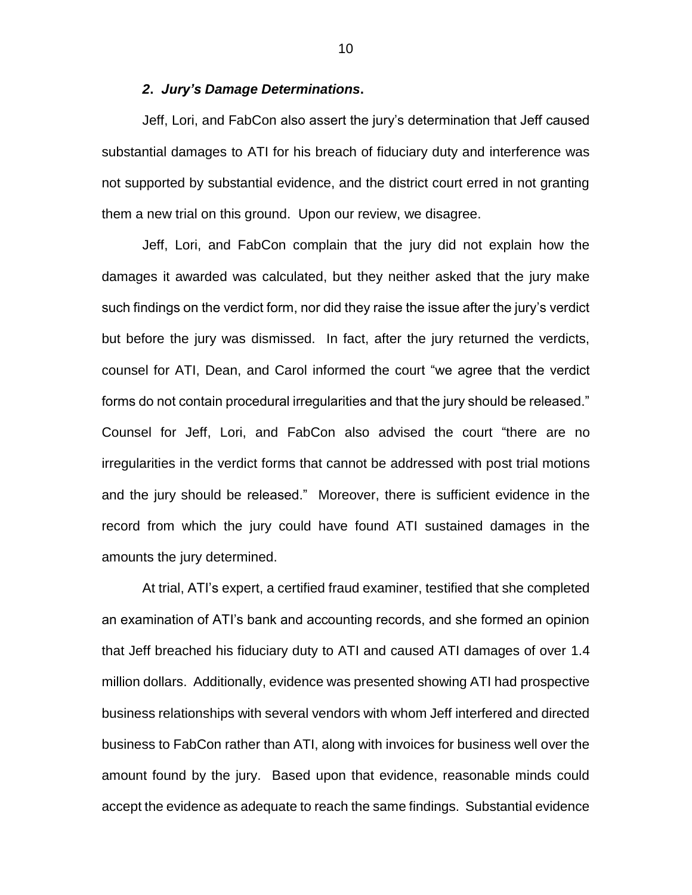### *2. Jury's Damage Determinations.*

Jeff, Lori, and FabCon also assert the jury's determination that Jeff caused substantial damages to ATI for his breach of fiduciary duty and interference was not supported by substantial evidence, and the district court erred in not granting them a new trial on this ground. Upon our review, we disagree.

Jeff, Lori, and FabCon complain that the jury did not explain how the damages it awarded was calculated, but they neither asked that the jury make such findings on the verdict form, nor did they raise the issue after the jury's verdict but before the jury was dismissed. In fact, after the jury returned the verdicts, counsel for ATI, Dean, and Carol informed the court "we agree that the verdict forms do not contain procedural irregularities and that the jury should be released." Counsel for Jeff, Lori, and FabCon also advised the court "there are no irregularities in the verdict forms that cannot be addressed with post trial motions and the jury should be released." Moreover, there is sufficient evidence in the record from which the jury could have found ATI sustained damages in the amounts the jury determined.

At trial, ATI's expert, a certified fraud examiner, testified that she completed an examination of ATI's bank and accounting records, and she formed an opinion that Jeff breached his fiduciary duty to ATI and caused ATI damages of over 1.4 million dollars. Additionally, evidence was presented showing ATI had prospective business relationships with several vendors with whom Jeff interfered and directed business to FabCon rather than ATI, along with invoices for business well over the amount found by the jury. Based upon that evidence, reasonable minds could accept the evidence as adequate to reach the same findings. Substantial evidence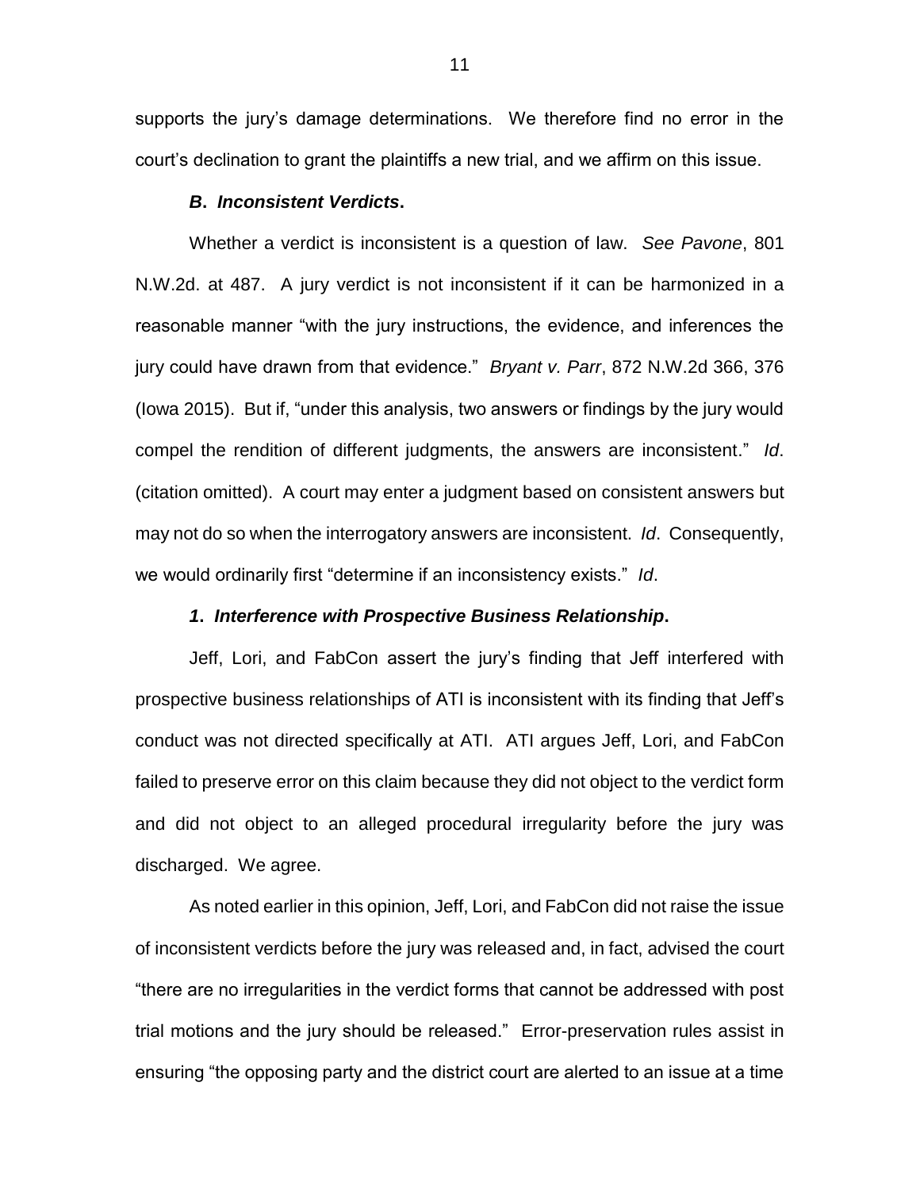supports the jury's damage determinations. We therefore find no error in the court's declination to grant the plaintiffs a new trial, and we affirm on this issue.

### ***B. Inconsistent Verdicts.***

Whether a verdict is inconsistent is a question of law. *See Pavone*, 801 N.W.2d. at 487. A jury verdict is not inconsistent if it can be harmonized in a reasonable manner "with the jury instructions, the evidence, and inferences the jury could have drawn from that evidence." *Bryant v. Parr*, 872 N.W.2d 366, 376 (Iowa 2015). But if, "under this analysis, two answers or findings by the jury would compel the rendition of different judgments, the answers are inconsistent." *Id*. (citation omitted). A court may enter a judgment based on consistent answers but may not do so when the interrogatory answers are inconsistent. *Id*. Consequently, we would ordinarily first "determine if an inconsistency exists." *Id*.

#### ***1. Interference with Prospective Business Relationship.***

Jeff, Lori, and FabCon assert the jury's finding that Jeff interfered with prospective business relationships of ATI is inconsistent with its finding that Jeff's conduct was not directed specifically at ATI. ATI argues Jeff, Lori, and FabCon failed to preserve error on this claim because they did not object to the verdict form and did not object to an alleged procedural irregularity before the jury was discharged. We agree.

As noted earlier in this opinion, Jeff, Lori, and FabCon did not raise the issue of inconsistent verdicts before the jury was released and, in fact, advised the court "there are no irregularities in the verdict forms that cannot be addressed with post trial motions and the jury should be released." Error-preservation rules assist in ensuring "the opposing party and the district court are alerted to an issue at a time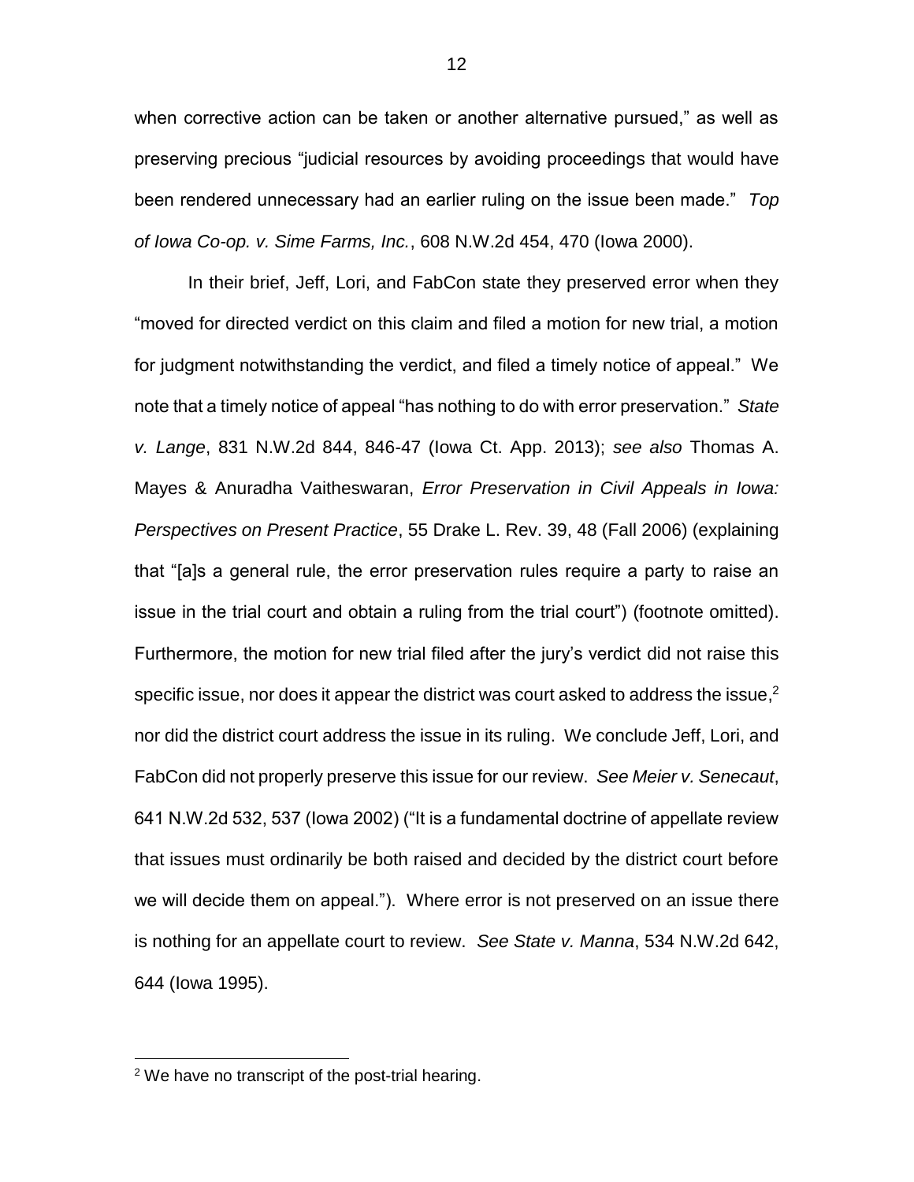when corrective action can be taken or another alternative pursued," as well as preserving precious "judicial resources by avoiding proceedings that would have been rendered unnecessary had an earlier ruling on the issue been made." *Top of Iowa Co-op. v. Sime Farms, Inc.*, 608 N.W.2d 454, 470 (Iowa 2000).

In their brief, Jeff, Lori, and FabCon state they preserved error when they "moved for directed verdict on this claim and filed a motion for new trial, a motion for judgment notwithstanding the verdict, and filed a timely notice of appeal." We note that a timely notice of appeal "has nothing to do with error preservation." *State v. Lange*, 831 N.W.2d 844, 846-47 (Iowa Ct. App. 2013); *see also* Thomas A. Mayes & Anuradha Vaitheswaran, *Error Preservation in Civil Appeals in Iowa: Perspectives on Present Practice*, 55 Drake L. Rev. 39, 48 (Fall 2006) (explaining that "[a]s a general rule, the error preservation rules require a party to raise an issue in the trial court and obtain a ruling from the trial court") (footnote omitted). Furthermore, the motion for new trial filed after the jury's verdict did not raise this specific issue, nor does it appear the district was court asked to address the issue,[2] nor did the district court address the issue in its ruling. We conclude Jeff, Lori, and FabCon did not properly preserve this issue for our review. *See Meier v. Senecaut*, 641 N.W.2d 532, 537 (Iowa 2002) ("It is a fundamental doctrine of appellate review that issues must ordinarily be both raised and decided by the district court before we will decide them on appeal."). Where error is not preserved on an issue there is nothing for an appellate court to review. *See State v. Manna*, 534 N.W.2d 642, 644 (Iowa 1995).

[2] We have no transcript of the post-trial hearing.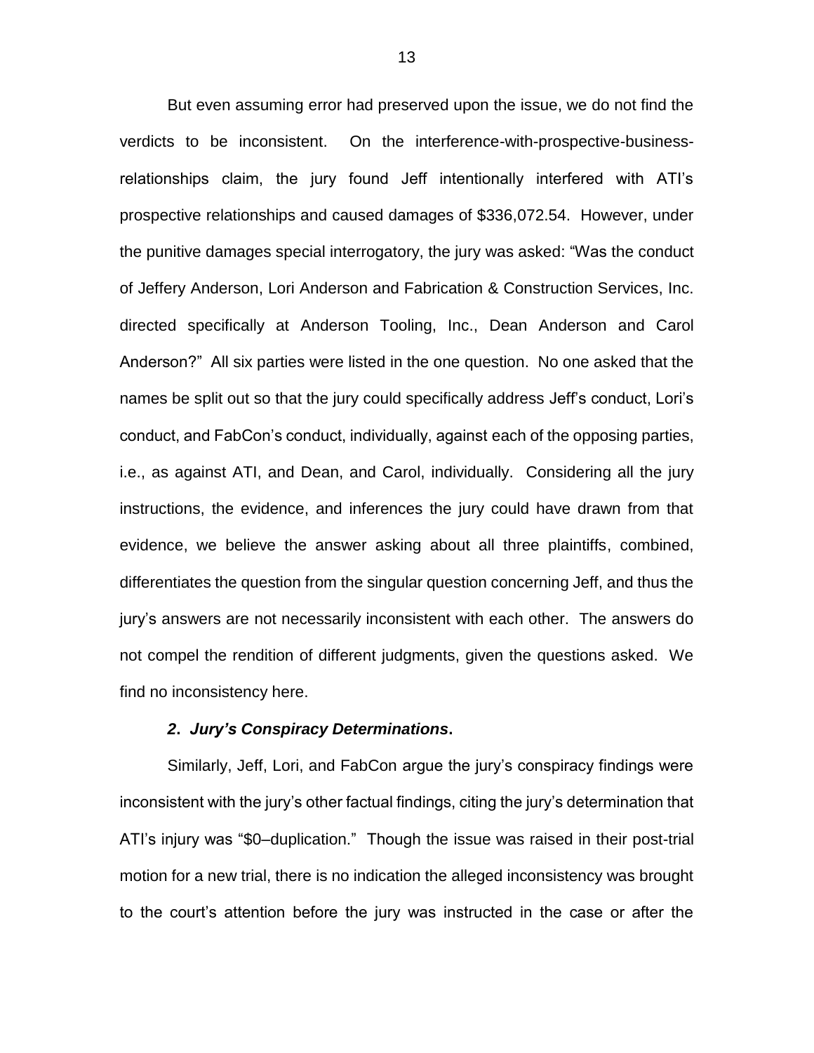But even assuming error had preserved upon the issue, we do not find the verdicts to be inconsistent. On the interference-with-prospective-business-relationships claim, the jury found Jeff intentionally interfered with ATI's prospective relationships and caused damages of $336,072.54. However, under the punitive damages special interrogatory, the jury was asked: "Was the conduct of Jeffery Anderson, Lori Anderson and Fabrication & Construction Services, Inc. directed specifically at Anderson Tooling, Inc., Dean Anderson and Carol Anderson?" All six parties were listed in the one question. No one asked that the names be split out so that the jury could specifically address Jeff's conduct, Lori's conduct, and FabCon's conduct, individually, against each of the opposing parties, i.e., as against ATI, and Dean, and Carol, individually. Considering all the jury instructions, the evidence, and inferences the jury could have drawn from that evidence, we believe the answer asking about all three plaintiffs, combined, differentiates the question from the singular question concerning Jeff, and thus the jury's answers are not necessarily inconsistent with each other. The answers do not compel the rendition of different judgments, given the questions asked. We find no inconsistency here.

#### ***2. Jury's Conspiracy Determinations.***

Similarly, Jeff, Lori, and FabCon argue the jury's conspiracy findings were inconsistent with the jury's other factual findings, citing the jury's determination that ATI's injury was "$0–duplication." Though the issue was raised in their post-trial motion for a new trial, there is no indication the alleged inconsistency was brought to the court's attention before the jury was instructed in the case or after the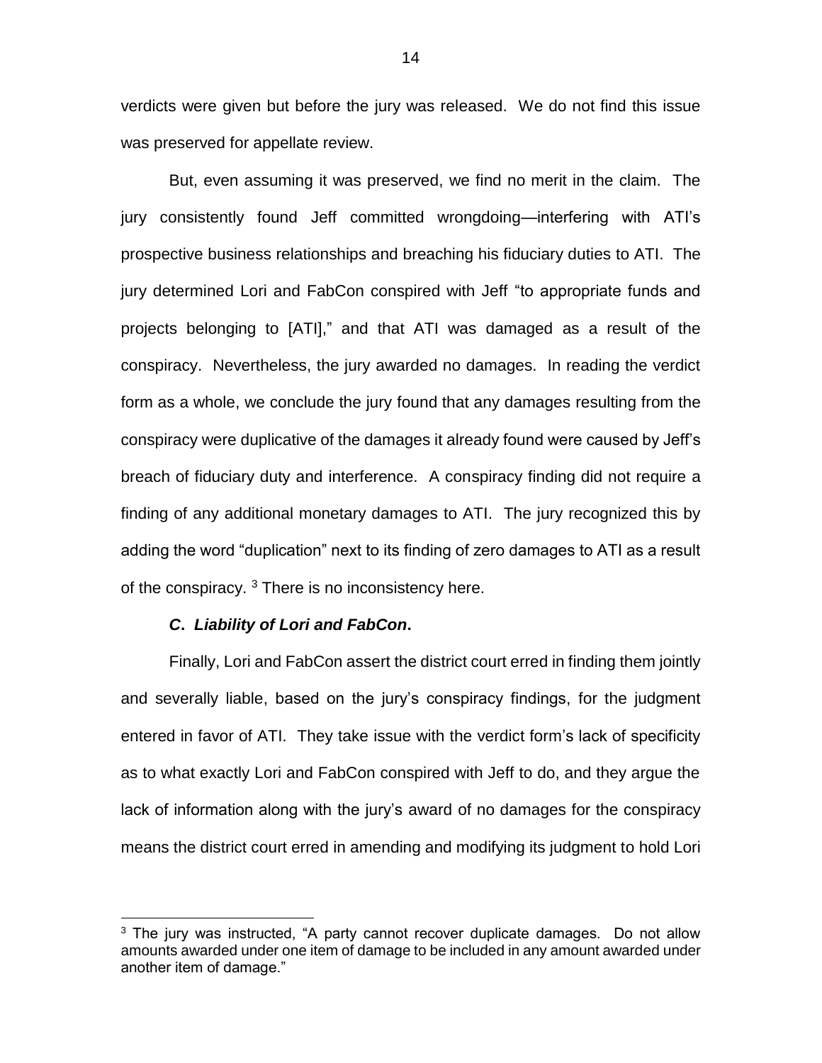verdicts were given but before the jury was released. We do not find this issue was preserved for appellate review.

But, even assuming it was preserved, we find no merit in the claim. The jury consistently found Jeff committed wrongdoing—interfering with ATI's prospective business relationships and breaching his fiduciary duties to ATI. The jury determined Lori and FabCon conspired with Jeff "to appropriate funds and projects belonging to [ATI]," and that ATI was damaged as a result of the conspiracy. Nevertheless, the jury awarded no damages. In reading the verdict form as a whole, we conclude the jury found that any damages resulting from the conspiracy were duplicative of the damages it already found were caused by Jeff's breach of fiduciary duty and interference. A conspiracy finding did not require a finding of any additional monetary damages to ATI. The jury recognized this by adding the word "duplication" next to its finding of zero damages to ATI as a result of the conspiracy. [3] There is no inconsistency here.

### *C. Liability of Lori and FabCon.*

Finally, Lori and FabCon assert the district court erred in finding them jointly and severally liable, based on the jury's conspiracy findings, for the judgment entered in favor of ATI. They take issue with the verdict form's lack of specificity as to what exactly Lori and FabCon conspired with Jeff to do, and they argue the lack of information along with the jury's award of no damages for the conspiracy means the district court erred in amending and modifying its judgment to hold Lori

---

[3] The jury was instructed, "A party cannot recover duplicate damages. Do not allow amounts awarded under one item of damage to be included in any amount awarded under another item of damage."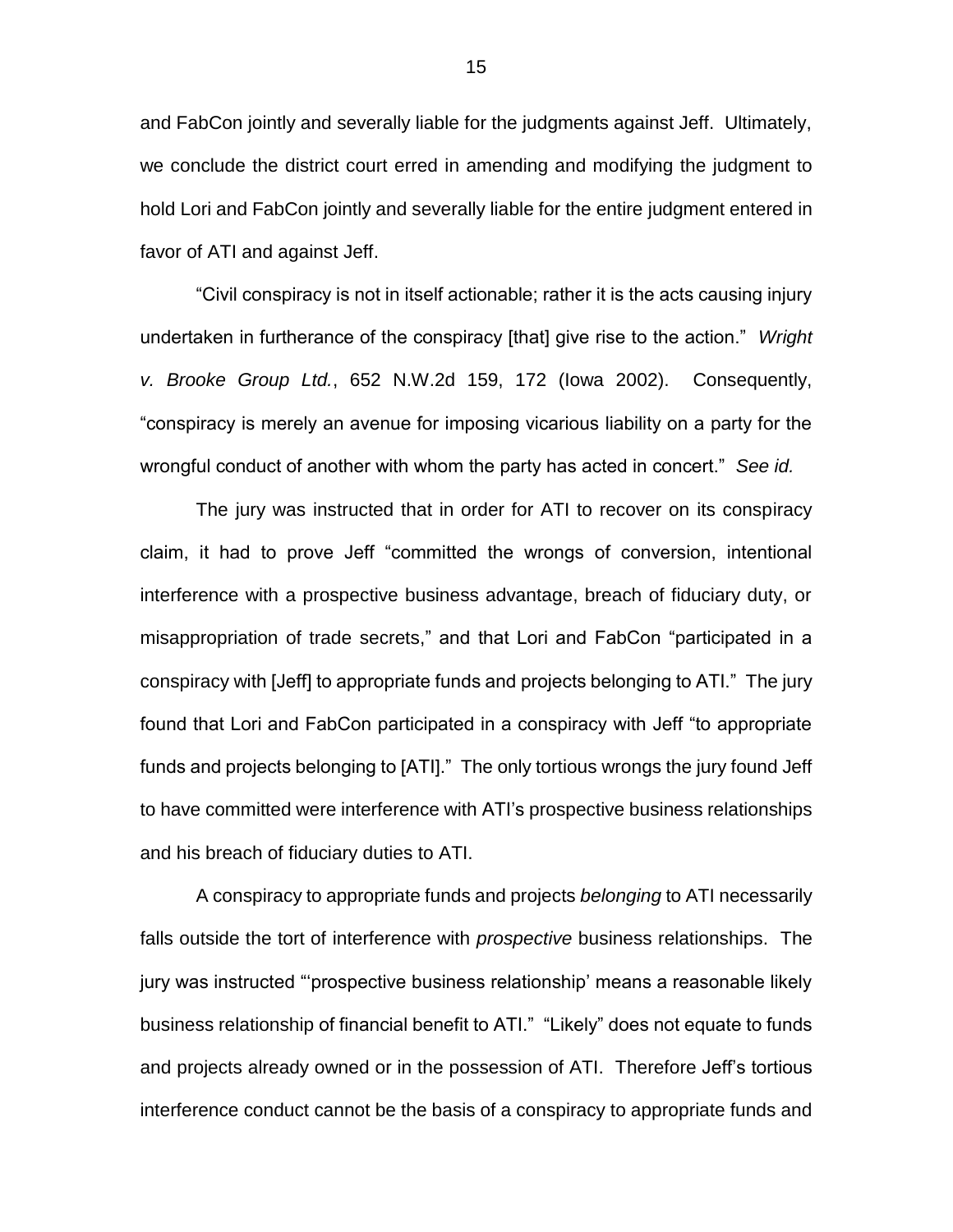and FabCon jointly and severally liable for the judgments against Jeff. Ultimately, we conclude the district court erred in amending and modifying the judgment to hold Lori and FabCon jointly and severally liable for the entire judgment entered in favor of ATI and against Jeff.

"Civil conspiracy is not in itself actionable; rather it is the acts causing injury undertaken in furtherance of the conspiracy [that] give rise to the action." *Wright v. Brooke Group Ltd.*, 652 N.W.2d 159, 172 (Iowa 2002). Consequently, "conspiracy is merely an avenue for imposing vicarious liability on a party for the wrongful conduct of another with whom the party has acted in concert." *See id.*

The jury was instructed that in order for ATI to recover on its conspiracy claim, it had to prove Jeff "committed the wrongs of conversion, intentional interference with a prospective business advantage, breach of fiduciary duty, or misappropriation of trade secrets," and that Lori and FabCon "participated in a conspiracy with [Jeff] to appropriate funds and projects belonging to ATI." The jury found that Lori and FabCon participated in a conspiracy with Jeff "to appropriate funds and projects belonging to [ATI]." The only tortious wrongs the jury found Jeff to have committed were interference with ATI's prospective business relationships and his breach of fiduciary duties to ATI.

A conspiracy to appropriate funds and projects *belonging* to ATI necessarily falls outside the tort of interference with *prospective* business relationships. The jury was instructed "'prospective business relationship' means a reasonable likely business relationship of financial benefit to ATI." "Likely" does not equate to funds and projects already owned or in the possession of ATI. Therefore Jeff's tortious interference conduct cannot be the basis of a conspiracy to appropriate funds and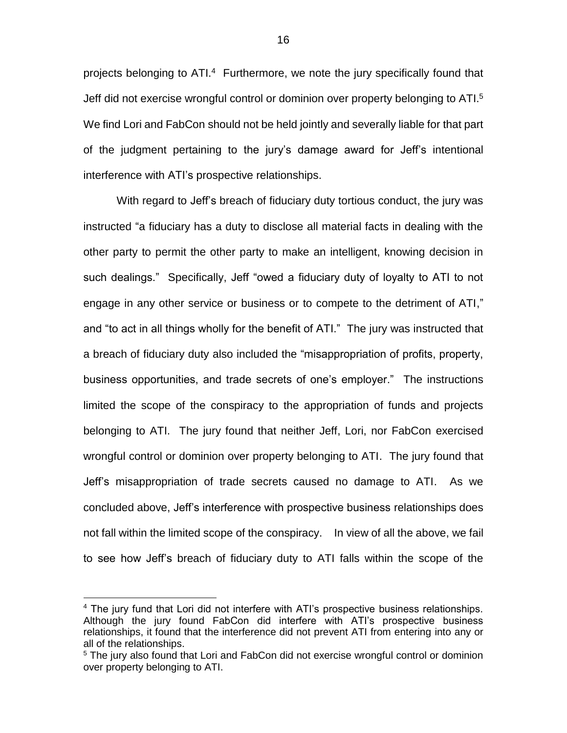projects belonging to ATI.[4] Furthermore, we note the jury specifically found that Jeff did not exercise wrongful control or dominion over property belonging to ATI.[5] We find Lori and FabCon should not be held jointly and severally liable for that part of the judgment pertaining to the jury's damage award for Jeff's intentional interference with ATI's prospective relationships.

With regard to Jeff's breach of fiduciary duty tortious conduct, the jury was instructed "a fiduciary has a duty to disclose all material facts in dealing with the other party to permit the other party to make an intelligent, knowing decision in such dealings." Specifically, Jeff "owed a fiduciary duty of loyalty to ATI to not engage in any other service or business or to compete to the detriment of ATI," and "to act in all things wholly for the benefit of ATI." The jury was instructed that a breach of fiduciary duty also included the "misappropriation of profits, property, business opportunities, and trade secrets of one's employer." The instructions limited the scope of the conspiracy to the appropriation of funds and projects belonging to ATI. The jury found that neither Jeff, Lori, nor FabCon exercised wrongful control or dominion over property belonging to ATI. The jury found that Jeff's misappropriation of trade secrets caused no damage to ATI. As we concluded above, Jeff's interference with prospective business relationships does not fall within the limited scope of the conspiracy. In view of all the above, we fail to see how Jeff's breach of fiduciary duty to ATI falls within the scope of the

---

[4] The jury fund that Lori did not interfere with ATI's prospective business relationships. Although the jury found FabCon did interfere with ATI's prospective business relationships, it found that the interference did not prevent ATI from entering into any or all of the relationships.

[5] The jury also found that Lori and FabCon did not exercise wrongful control or dominion over property belonging to ATI.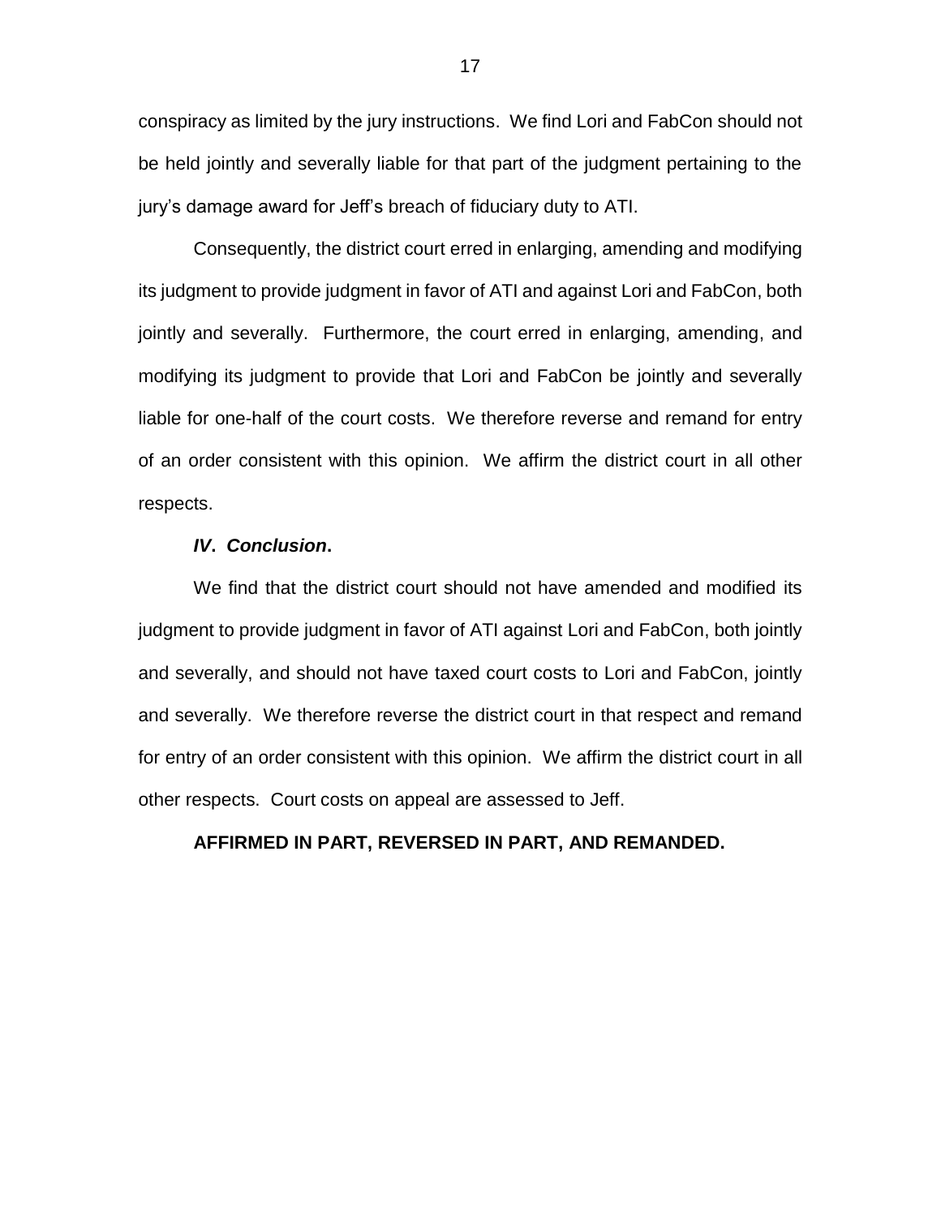conspiracy as limited by the jury instructions. We find Lori and FabCon should not be held jointly and severally liable for that part of the judgment pertaining to the jury's damage award for Jeff's breach of fiduciary duty to ATI.

Consequently, the district court erred in enlarging, amending and modifying its judgment to provide judgment in favor of ATI and against Lori and FabCon, both jointly and severally. Furthermore, the court erred in enlarging, amending, and modifying its judgment to provide that Lori and FabCon be jointly and severally liable for one-half of the court costs. We therefore reverse and remand for entry of an order consistent with this opinion. We affirm the district court in all other respects.

### ***IV. Conclusion.***

We find that the district court should not have amended and modified its judgment to provide judgment in favor of ATI against Lori and FabCon, both jointly and severally, and should not have taxed court costs to Lori and FabCon, jointly and severally. We therefore reverse the district court in that respect and remand for entry of an order consistent with this opinion. We affirm the district court in all other respects. Court costs on appeal are assessed to Jeff.

**AFFIRMED IN PART, REVERSED IN PART, AND REMANDED.**